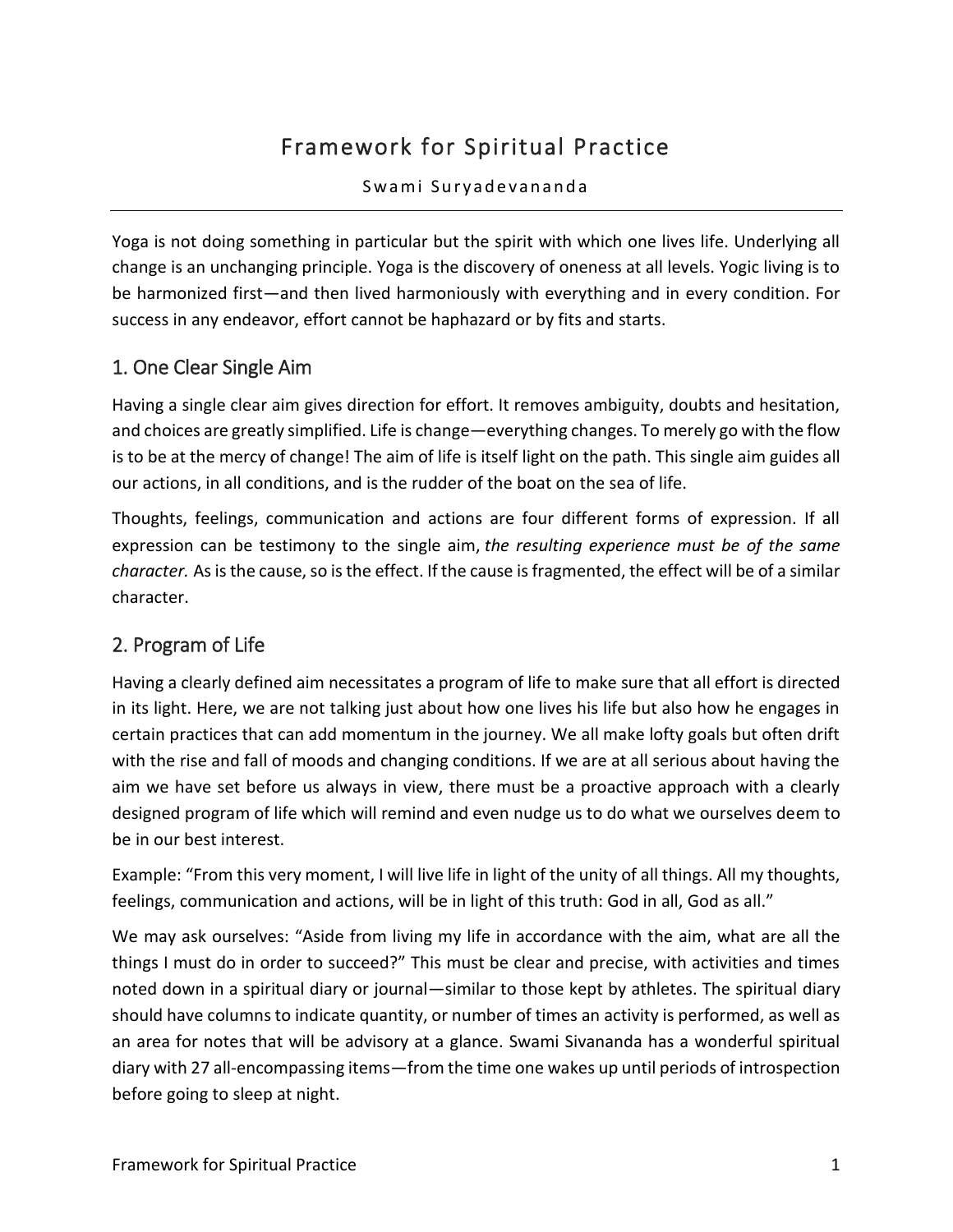# Framework for Spiritual Practice

Swami Suryadevananda

---

Yoga is not doing something in particular but the spirit with which one lives life. Underlying all change is an unchanging principle. Yoga is the discovery of oneness at all levels. Yogic living is to be harmonized first—and then lived harmoniously with everything and in every condition. For success in any endeavor, effort cannot be haphazard or by fits and starts.

## 1. One Clear Single Aim

Having a single clear aim gives direction for effort. It removes ambiguity, doubts and hesitation, and choices are greatly simplified. Life is change—everything changes. To merely go with the flow is to be at the mercy of change! The aim of life is itself light on the path. This single aim guides all our actions, in all conditions, and is the rudder of the boat on the sea of life.

Thoughts, feelings, communication and actions are four different forms of expression. If all expression can be testimony to the single aim, *the resulting experience must be of the same character.* As is the cause, so is the effect. If the cause is fragmented, the effect will be of a similar character.

## 2. Program of Life

Having a clearly defined aim necessitates a program of life to make sure that all effort is directed in its light. Here, we are not talking just about how one lives his life but also how he engages in certain practices that can add momentum in the journey. We all make lofty goals but often drift with the rise and fall of moods and changing conditions. If we are at all serious about having the aim we have set before us always in view, there must be a proactive approach with a clearly designed program of life which will remind and even nudge us to do what we ourselves deem to be in our best interest.

Example: "From this very moment, I will live life in light of the unity of all things. All my thoughts, feelings, communication and actions, will be in light of this truth: God in all, God as all."

We may ask ourselves: "Aside from living my life in accordance with the aim, what are all the things I must do in order to succeed?" This must be clear and precise, with activities and times noted down in a spiritual diary or journal—similar to those kept by athletes. The spiritual diary should have columns to indicate quantity, or number of times an activity is performed, as well as an area for notes that will be advisory at a glance. Swami Sivananda has a wonderful spiritual diary with 27 all-encompassing items—from the time one wakes up until periods of introspection before going to sleep at night.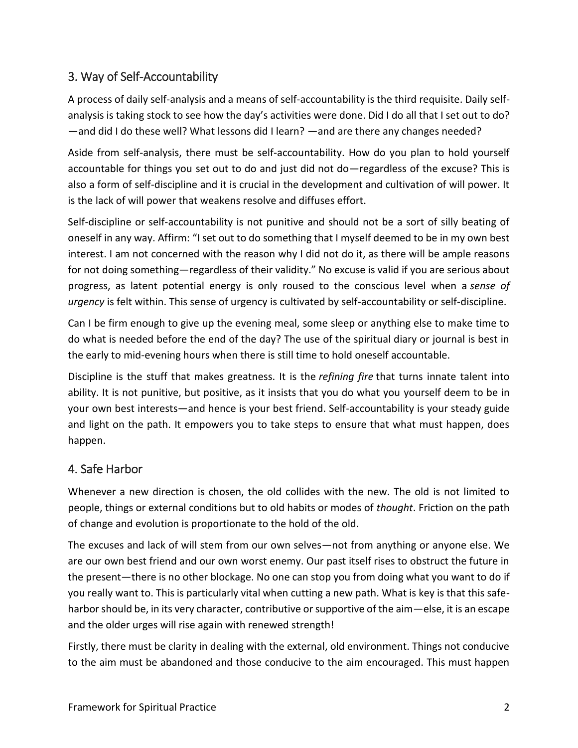## 3. Way of Self-Accountability

A process of daily self-analysis and a means of self-accountability is the third requisite. Daily self-analysis is taking stock to see how the day's activities were done. Did I do all that I set out to do? —and did I do these well? What lessons did I learn? —and are there any changes needed?

Aside from self-analysis, there must be self-accountability. How do you plan to hold yourself accountable for things you set out to do and just did not do—regardless of the excuse? This is also a form of self-discipline and it is crucial in the development and cultivation of will power. It is the lack of will power that weakens resolve and diffuses effort.

Self-discipline or self-accountability is not punitive and should not be a sort of silly beating of oneself in any way. Affirm: "I set out to do something that I myself deemed to be in my own best interest. I am not concerned with the reason why I did not do it, as there will be ample reasons for not doing something—regardless of their validity." No excuse is valid if you are serious about progress, as latent potential energy is only roused to the conscious level when a *sense of urgency* is felt within. This sense of urgency is cultivated by self-accountability or self-discipline.

Can I be firm enough to give up the evening meal, some sleep or anything else to make time to do what is needed before the end of the day? The use of the spiritual diary or journal is best in the early to mid-evening hours when there is still time to hold oneself accountable.

Discipline is the stuff that makes greatness. It is the *refining fire* that turns innate talent into ability. It is not punitive, but positive, as it insists that you do what you yourself deem to be in your own best interests—and hence is your best friend. Self-accountability is your steady guide and light on the path. It empowers you to take steps to ensure that what must happen, does happen.

## 4. Safe Harbor

Whenever a new direction is chosen, the old collides with the new. The old is not limited to people, things or external conditions but to old habits or modes of *thought*. Friction on the path of change and evolution is proportionate to the hold of the old.

The excuses and lack of will stem from our own selves—not from anything or anyone else. We are our own best friend and our own worst enemy. Our past itself rises to obstruct the future in the present—there is no other blockage. No one can stop you from doing what you want to do if you really want to. This is particularly vital when cutting a new path. What is key is that this safe-harbor should be, in its very character, contributive or supportive of the aim—else, it is an escape and the older urges will rise again with renewed strength!

Firstly, there must be clarity in dealing with the external, old environment. Things not conducive to the aim must be abandoned and those conducive to the aim encouraged. This must happen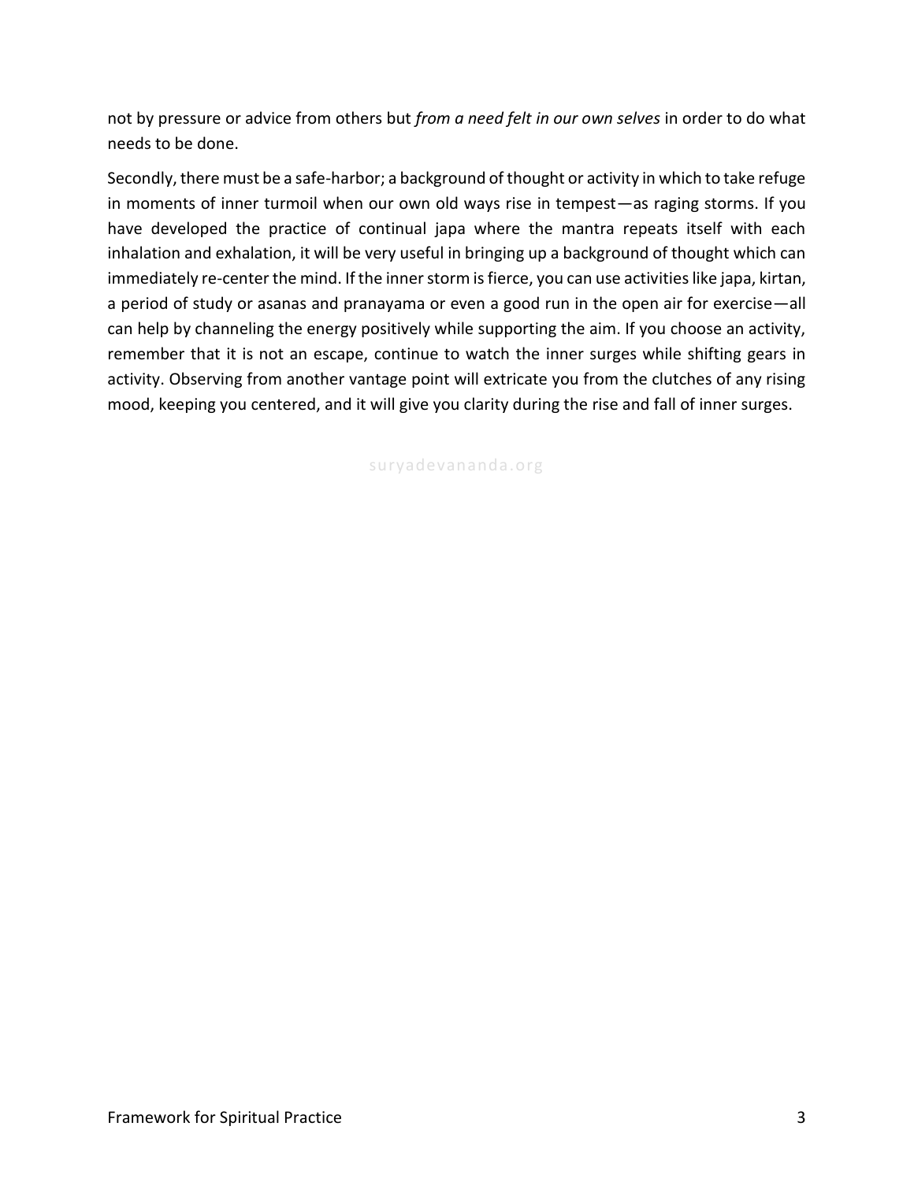not by pressure or advice from others but *from a need felt in our own selves* in order to do what needs to be done.

Secondly, there must be a safe-harbor; a background of thought or activity in which to take refuge in moments of inner turmoil when our own old ways rise in tempest—as raging storms. If you have developed the practice of continual japa where the mantra repeats itself with each inhalation and exhalation, it will be very useful in bringing up a background of thought which can immediately re-center the mind. If the inner storm is fierce, you can use activities like japa, kirtan, a period of study or asanas and pranayama or even a good run in the open air for exercise—all can help by channeling the energy positively while supporting the aim. If you choose an activity, remember that it is not an escape, continue to watch the inner surges while shifting gears in activity. Observing from another vantage point will extricate you from the clutches of any rising mood, keeping you centered, and it will give you clarity during the rise and fall of inner surges.